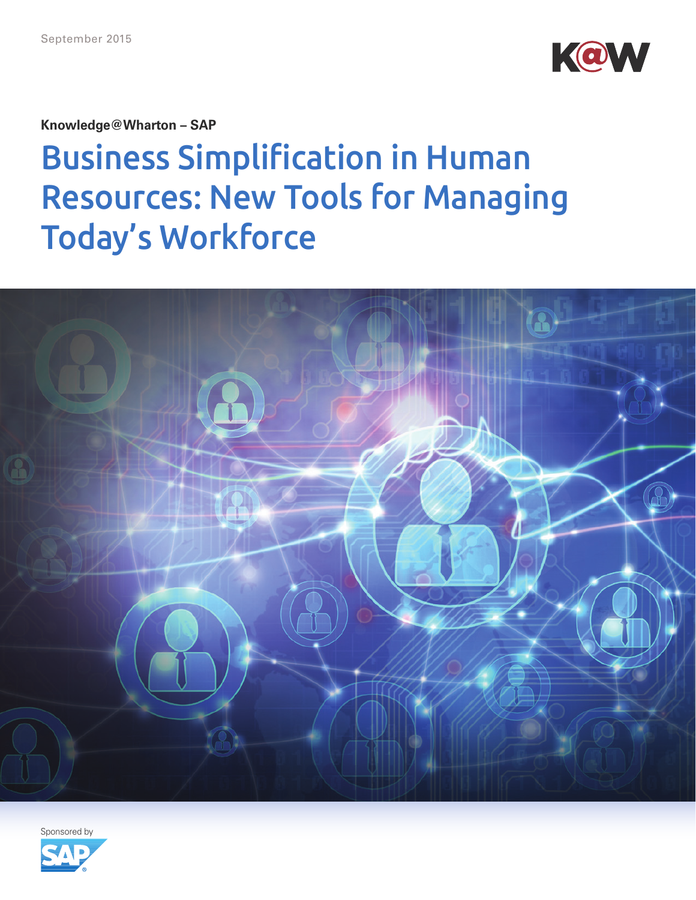September 2015

Knowledge@Wharton – SAP

# Business Simplification in Human Resources: New Tools for Managing Today's Workforce

Sponsored by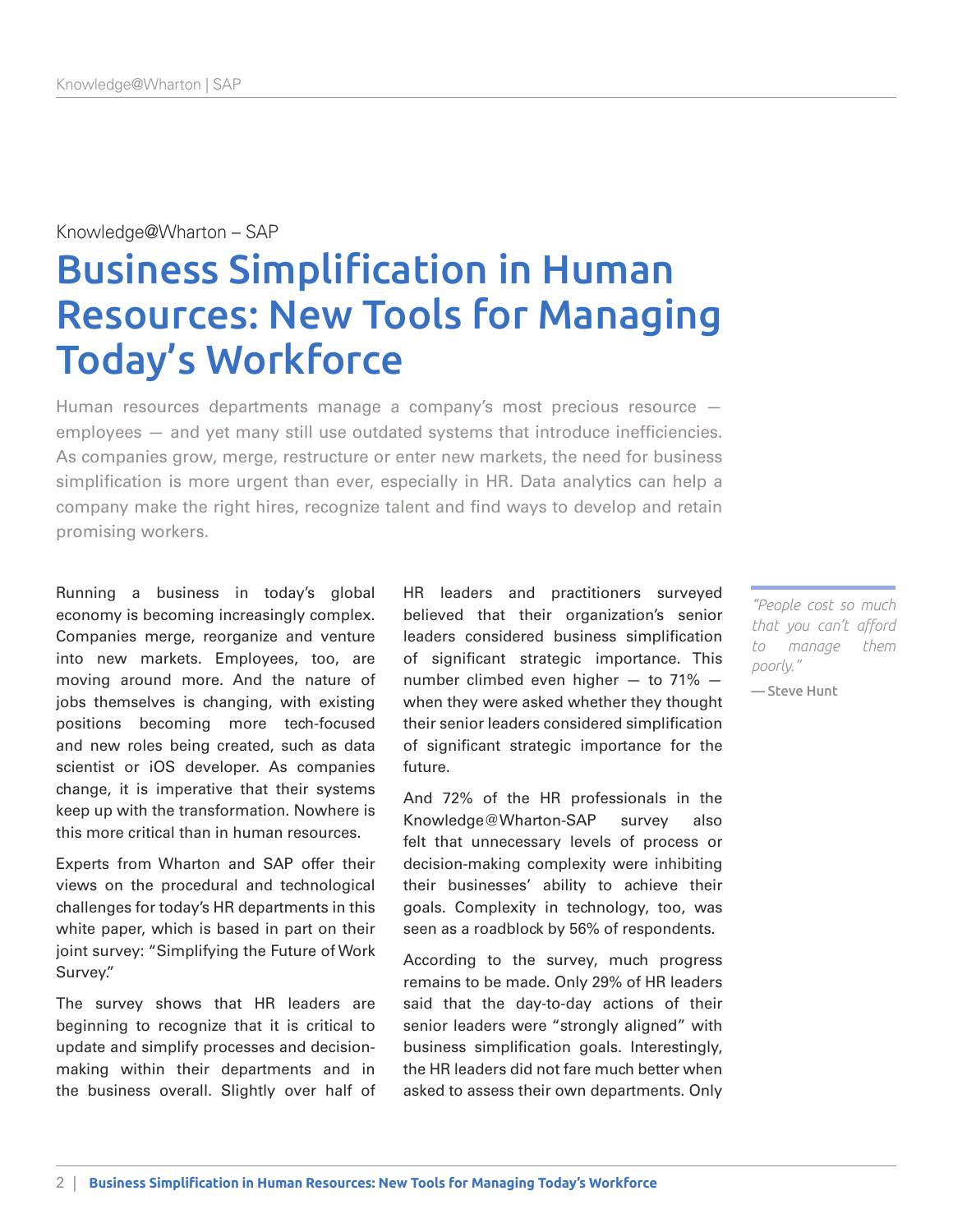Knowledge@Wharton – SAP

# Business Simplification in Human Resources: New Tools for Managing Today's Workforce

Human resources departments manage a company's most precious resource — employees — and yet many still use outdated systems that introduce inefficiencies. As companies grow, merge, restructure or enter new markets, the need for business simplification is more urgent than ever, especially in HR. Data analytics can help a company make the right hires, recognize talent and find ways to develop and retain promising workers.

Running a business in today's global economy is becoming increasingly complex. Companies merge, reorganize and venture into new markets. Employees, too, are moving around more. And the nature of jobs themselves is changing, with existing positions becoming more tech-focused and new roles being created, such as data scientist or iOS developer. As companies change, it is imperative that their systems keep up with the transformation. Nowhere is this more critical than in human resources.

Experts from Wharton and SAP offer their views on the procedural and technological challenges for today's HR departments in this white paper, which is based in part on their joint survey: "Simplifying the Future of Work Survey."

The survey shows that HR leaders are beginning to recognize that it is critical to update and simplify processes and decision-making within their departments and in the business overall. Slightly over half of HR leaders and practitioners surveyed believed that their organization's senior leaders considered business simplification of significant strategic importance. This number climbed even higher — to 71% — when they were asked whether they thought their senior leaders considered simplification of significant strategic importance for the future.

And 72% of the HR professionals in the Knowledge@Wharton-SAP survey also felt that unnecessary levels of process or decision-making complexity were inhibiting their businesses' ability to achieve their goals. Complexity in technology, too, was seen as a roadblock by 56% of respondents.

According to the survey, much progress remains to be made. Only 29% of HR leaders said that the day-to-day actions of their senior leaders were "strongly aligned" with business simplification goals. Interestingly, the HR leaders did not fare much better when asked to assess their own departments. Only

> *"People cost so much that you can't afford to manage them poorly."*
>
> **— Steve Hunt**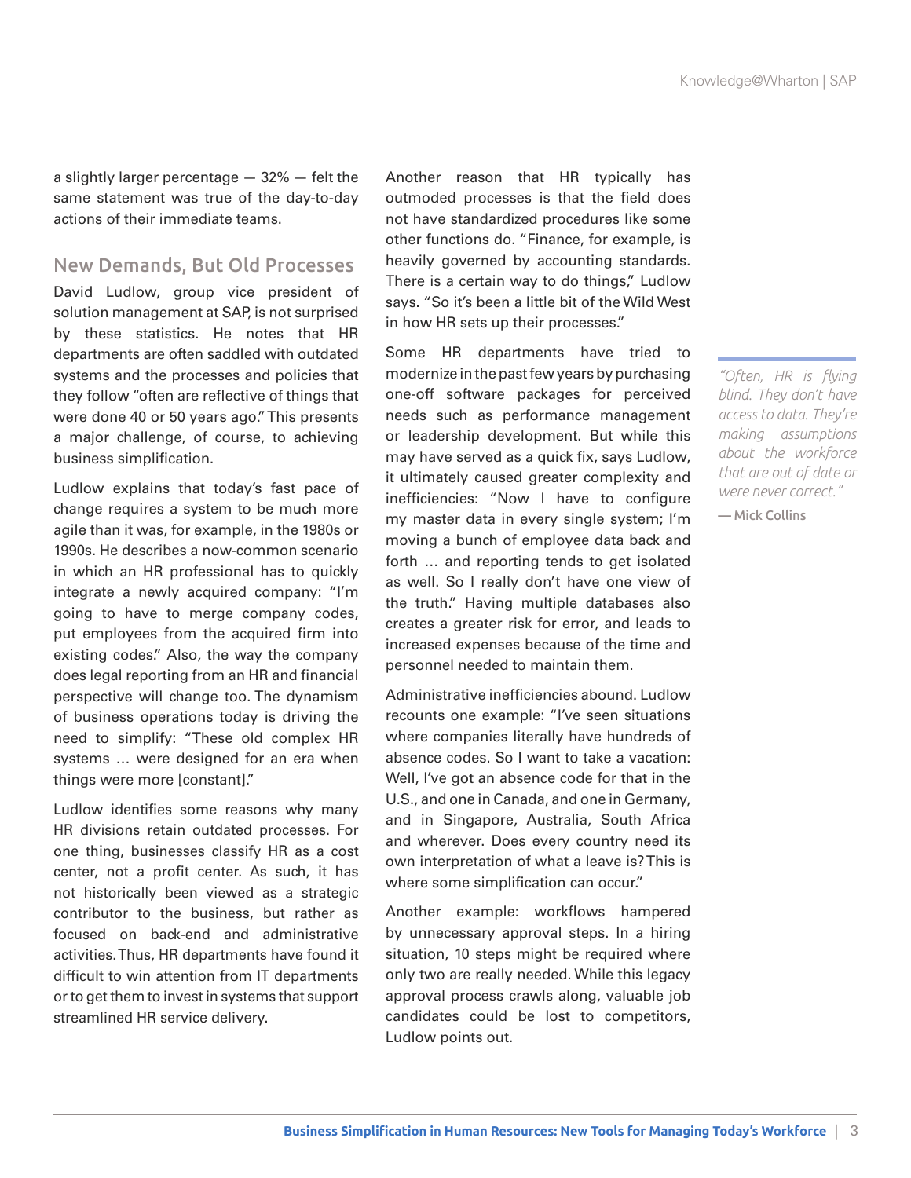a slightly larger percentage — 32% — felt the same statement was true of the day-to-day actions of their immediate teams.

## New Demands, But Old Processes

David Ludlow, group vice president of solution management at SAP, is not surprised by these statistics. He notes that HR departments are often saddled with outdated systems and the processes and policies that they follow "often are reflective of things that were done 40 or 50 years ago." This presents a major challenge, of course, to achieving business simplification.

Ludlow explains that today's fast pace of change requires a system to be much more agile than it was, for example, in the 1980s or 1990s. He describes a now-common scenario in which an HR professional has to quickly integrate a newly acquired company: "I'm going to have to merge company codes, put employees from the acquired firm into existing codes." Also, the way the company does legal reporting from an HR and financial perspective will change too. The dynamism of business operations today is driving the need to simplify: "These old complex HR systems … were designed for an era when things were more [constant]."

Ludlow identifies some reasons why many HR divisions retain outdated processes. For one thing, businesses classify HR as a cost center, not a profit center. As such, it has not historically been viewed as a strategic contributor to the business, but rather as focused on back-end and administrative activities. Thus, HR departments have found it difficult to win attention from IT departments or to get them to invest in systems that support streamlined HR service delivery.

Another reason that HR typically has outmoded processes is that the field does not have standardized procedures like some other functions do. "Finance, for example, is heavily governed by accounting standards. There is a certain way to do things," Ludlow says. "So it's been a little bit of the Wild West in how HR sets up their processes."

Some HR departments have tried to modernize in the past few years by purchasing one-off software packages for perceived needs such as performance management or leadership development. But while this may have served as a quick fix, says Ludlow, it ultimately caused greater complexity and inefficiencies: "Now I have to configure my master data in every single system; I'm moving a bunch of employee data back and forth … and reporting tends to get isolated as well. So I really don't have one view of the truth." Having multiple databases also creates a greater risk for error, and leads to increased expenses because of the time and personnel needed to maintain them.

Administrative inefficiencies abound. Ludlow recounts one example: "I've seen situations where companies literally have hundreds of absence codes. So I want to take a vacation: Well, I've got an absence code for that in the U.S., and one in Canada, and one in Germany, and in Singapore, Australia, South Africa and wherever. Does every country need its own interpretation of what a leave is? This is where some simplification can occur."

Another example: workflows hampered by unnecessary approval steps. In a hiring situation, 10 steps might be required where only two are really needed. While this legacy approval process crawls along, valuable job candidates could be lost to competitors, Ludlow points out.

> *"Often, HR is flying blind. They don't have access to data. They're making assumptions about the workforce that are out of date or were never correct."*
>
> **— Mick Collins**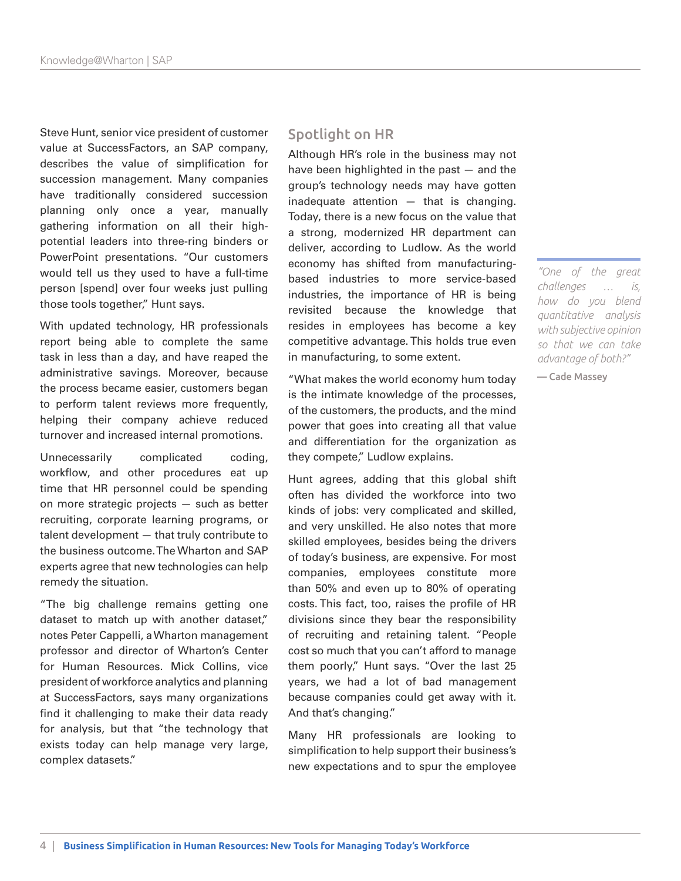Steve Hunt, senior vice president of customer value at SuccessFactors, an SAP company, describes the value of simplification for succession management. Many companies have traditionally considered succession planning only once a year, manually gathering information on all their high-potential leaders into three-ring binders or PowerPoint presentations. "Our customers would tell us they used to have a full-time person [spend] over four weeks just pulling those tools together," Hunt says.

With updated technology, HR professionals report being able to complete the same task in less than a day, and have reaped the administrative savings. Moreover, because the process became easier, customers began to perform talent reviews more frequently, helping their company achieve reduced turnover and increased internal promotions.

Unnecessarily complicated coding, workflow, and other procedures eat up time that HR personnel could be spending on more strategic projects — such as better recruiting, corporate learning programs, or talent development — that truly contribute to the business outcome. The Wharton and SAP experts agree that new technologies can help remedy the situation.

"The big challenge remains getting one dataset to match up with another dataset," notes Peter Cappelli, a Wharton management professor and director of Wharton's Center for Human Resources. Mick Collins, vice president of workforce analytics and planning at SuccessFactors, says many organizations find it challenging to make their data ready for analysis, but that "the technology that exists today can help manage very large, complex datasets."

## Spotlight on HR

Although HR's role in the business may not have been highlighted in the past — and the group's technology needs may have gotten inadequate attention — that is changing. Today, there is a new focus on the value that a strong, modernized HR department can deliver, according to Ludlow. As the world economy has shifted from manufacturing-based industries to more service-based industries, the importance of HR is being revisited because the knowledge that resides in employees has become a key competitive advantage. This holds true even in manufacturing, to some extent.

"What makes the world economy hum today is the intimate knowledge of the processes, of the customers, the products, and the mind power that goes into creating all that value and differentiation for the organization as they compete," Ludlow explains.

Hunt agrees, adding that this global shift often has divided the workforce into two kinds of jobs: very complicated and skilled, and very unskilled. He also notes that more skilled employees, besides being the drivers of today's business, are expensive. For most companies, employees constitute more than 50% and even up to 80% of operating costs. This fact, too, raises the profile of HR divisions since they bear the responsibility of recruiting and retaining talent. "People cost so much that you can't afford to manage them poorly," Hunt says. "Over the last 25 years, we had a lot of bad management because companies could get away with it. And that's changing."

Many HR professionals are looking to simplification to help support their business's new expectations and to spur the employee

> *"One of the great challenges … is, how do you blend quantitative analysis with subjective opinion so that we can take advantage of both?"*
>
> **— Cade Massey**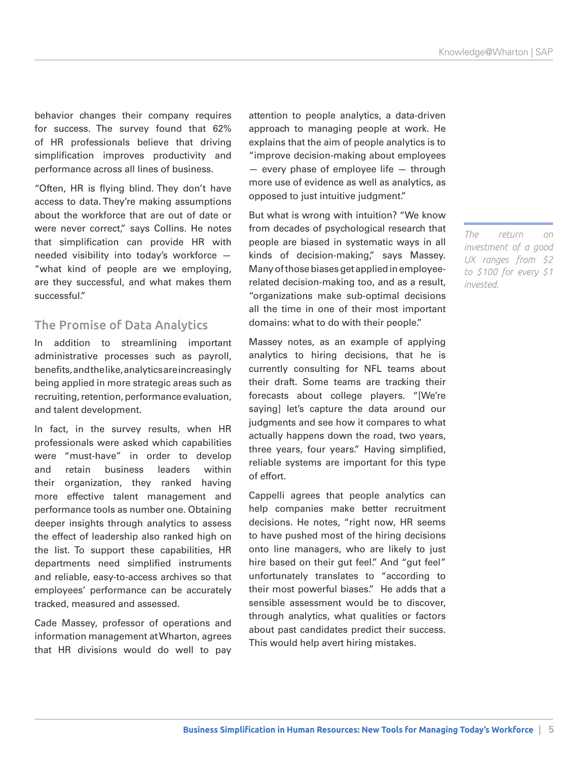behavior changes their company requires for success. The survey found that 62% of HR professionals believe that driving simplification improves productivity and performance across all lines of business.

"Often, HR is flying blind. They don't have access to data. They're making assumptions about the workforce that are out of date or were never correct," says Collins. He notes that simplification can provide HR with needed visibility into today's workforce — "what kind of people are we employing, are they successful, and what makes them successful."

## The Promise of Data Analytics

In addition to streamlining important administrative processes such as payroll, benefits, and the like, analytics are increasingly being applied in more strategic areas such as recruiting, retention, performance evaluation, and talent development.

In fact, in the survey results, when HR professionals were asked which capabilities were "must-have" in order to develop and retain business leaders within their organization, they ranked having more effective talent management and performance tools as number one. Obtaining deeper insights through analytics to assess the effect of leadership also ranked high on the list. To support these capabilities, HR departments need simplified instruments and reliable, easy-to-access archives so that employees' performance can be accurately tracked, measured and assessed.

Cade Massey, professor of operations and information management at Wharton, agrees that HR divisions would do well to pay attention to people analytics, a data-driven approach to managing people at work. He explains that the aim of people analytics is to "improve decision-making about employees — every phase of employee life — through more use of evidence as well as analytics, as opposed to just intuitive judgment."

But what is wrong with intuition? "We know from decades of psychological research that people are biased in systematic ways in all kinds of decision-making," says Massey. Many of those biases get applied in employee-related decision-making too, and as a result, "organizations make sub-optimal decisions all the time in one of their most important domains: what to do with their people."

*The return on investment of a good UX ranges from $2 to $100 for every $1 invested.*

Massey notes, as an example of applying analytics to hiring decisions, that he is currently consulting for NFL teams about their draft. Some teams are tracking their forecasts about college players. "[We're saying] let's capture the data around our judgments and see how it compares to what actually happens down the road, two years, three years, four years." Having simplified, reliable systems are important for this type of effort.

Cappelli agrees that people analytics can help companies make better recruitment decisions. He notes, "right now, HR seems to have pushed most of the hiring decisions onto line managers, who are likely to just hire based on their gut feel." And "gut feel" unfortunately translates to "according to their most powerful biases." He adds that a sensible assessment would be to discover, through analytics, what qualities or factors about past candidates predict their success. This would help avert hiring mistakes.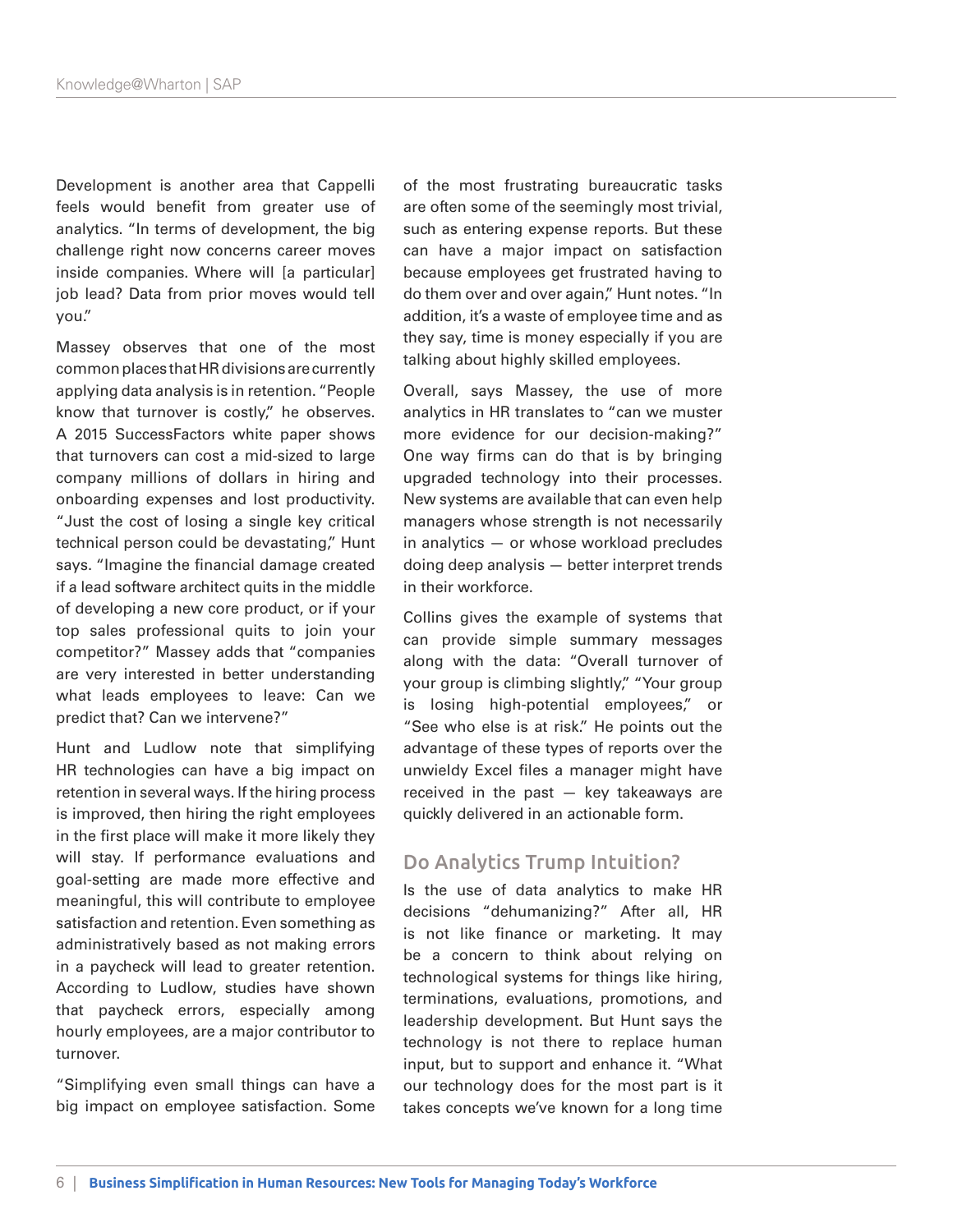Development is another area that Cappelli feels would benefit from greater use of analytics. "In terms of development, the big challenge right now concerns career moves inside companies. Where will [a particular] job lead? Data from prior moves would tell you."

Massey observes that one of the most common places that HR divisions are currently applying data analysis is in retention. "People know that turnover is costly," he observes. A 2015 SuccessFactors white paper shows that turnovers can cost a mid-sized to large company millions of dollars in hiring and onboarding expenses and lost productivity. "Just the cost of losing a single key critical technical person could be devastating," Hunt says. "Imagine the financial damage created if a lead software architect quits in the middle of developing a new core product, or if your top sales professional quits to join your competitor?" Massey adds that "companies are very interested in better understanding what leads employees to leave: Can we predict that? Can we intervene?"

Hunt and Ludlow note that simplifying HR technologies can have a big impact on retention in several ways. If the hiring process is improved, then hiring the right employees in the first place will make it more likely they will stay. If performance evaluations and goal-setting are made more effective and meaningful, this will contribute to employee satisfaction and retention. Even something as administratively based as not making errors in a paycheck will lead to greater retention. According to Ludlow, studies have shown that paycheck errors, especially among hourly employees, are a major contributor to turnover.

"Simplifying even small things can have a big impact on employee satisfaction. Some of the most frustrating bureaucratic tasks are often some of the seemingly most trivial, such as entering expense reports. But these can have a major impact on satisfaction because employees get frustrated having to do them over and over again," Hunt notes. "In addition, it's a waste of employee time and as they say, time is money especially if you are talking about highly skilled employees.

Overall, says Massey, the use of more analytics in HR translates to "can we muster more evidence for our decision-making?" One way firms can do that is by bringing upgraded technology into their processes. New systems are available that can even help managers whose strength is not necessarily in analytics — or whose workload precludes doing deep analysis — better interpret trends in their workforce.

Collins gives the example of systems that can provide simple summary messages along with the data: "Overall turnover of your group is climbing slightly," "Your group is losing high-potential employees," or "See who else is at risk." He points out the advantage of these types of reports over the unwieldy Excel files a manager might have received in the past — key takeaways are quickly delivered in an actionable form.

## Do Analytics Trump Intuition?

Is the use of data analytics to make HR decisions "dehumanizing?" After all, HR is not like finance or marketing. It may be a concern to think about relying on technological systems for things like hiring, terminations, evaluations, promotions, and leadership development. But Hunt says the technology is not there to replace human input, but to support and enhance it. "What our technology does for the most part is it takes concepts we've known for a long time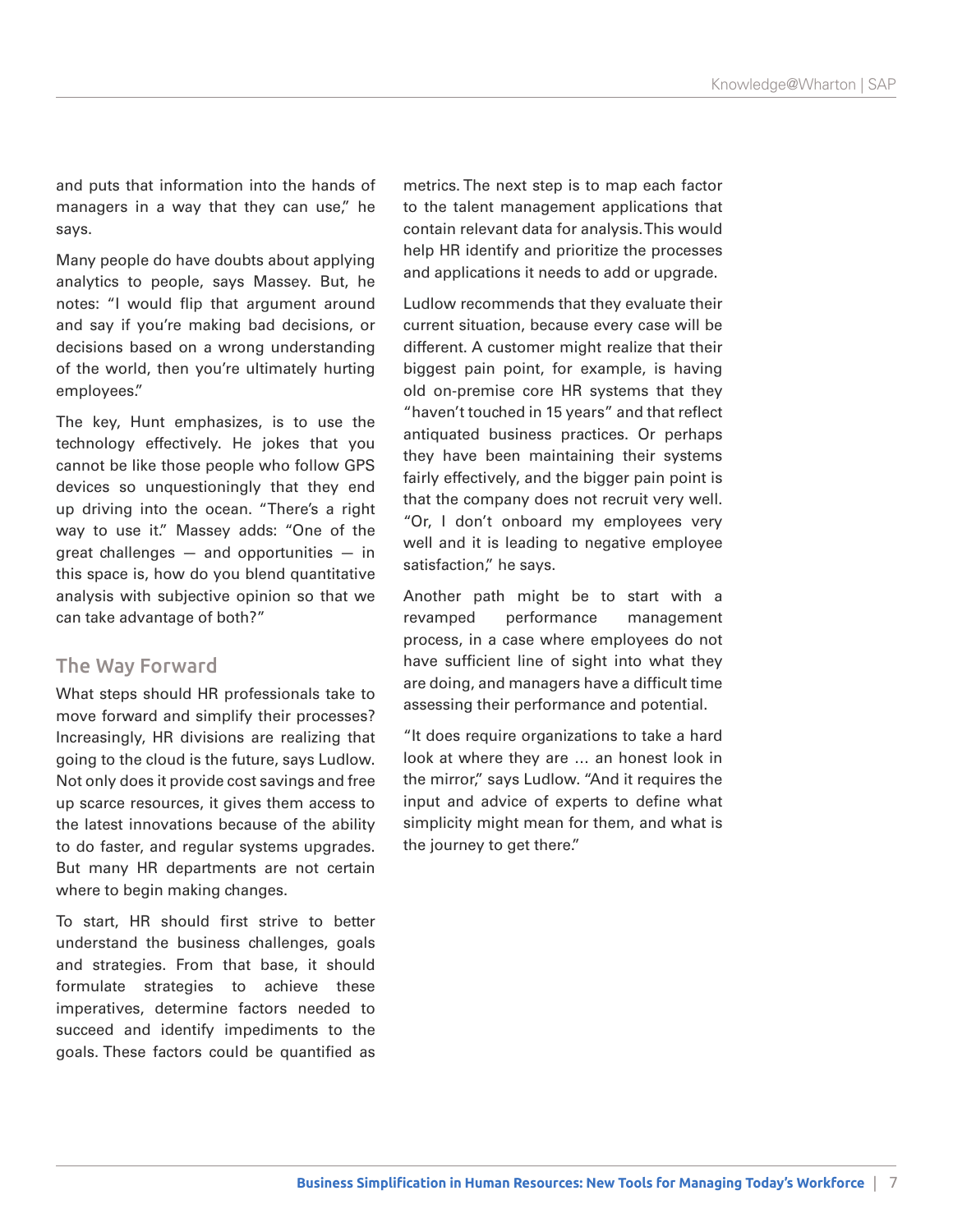and puts that information into the hands of managers in a way that they can use," he says.

Many people do have doubts about applying analytics to people, says Massey. But, he notes: "I would flip that argument around and say if you're making bad decisions, or decisions based on a wrong understanding of the world, then you're ultimately hurting employees."

The key, Hunt emphasizes, is to use the technology effectively. He jokes that you cannot be like those people who follow GPS devices so unquestioningly that they end up driving into the ocean. "There's a right way to use it." Massey adds: "One of the great challenges — and opportunities — in this space is, how do you blend quantitative analysis with subjective opinion so that we can take advantage of both?"

## The Way Forward

What steps should HR professionals take to move forward and simplify their processes? Increasingly, HR divisions are realizing that going to the cloud is the future, says Ludlow. Not only does it provide cost savings and free up scarce resources, it gives them access to the latest innovations because of the ability to do faster, and regular systems upgrades. But many HR departments are not certain where to begin making changes.

To start, HR should first strive to better understand the business challenges, goals and strategies. From that base, it should formulate strategies to achieve these imperatives, determine factors needed to succeed and identify impediments to the goals. These factors could be quantified as metrics. The next step is to map each factor to the talent management applications that contain relevant data for analysis. This would help HR identify and prioritize the processes and applications it needs to add or upgrade.

Ludlow recommends that they evaluate their current situation, because every case will be different. A customer might realize that their biggest pain point, for example, is having old on-premise core HR systems that they "haven't touched in 15 years" and that reflect antiquated business practices. Or perhaps they have been maintaining their systems fairly effectively, and the bigger pain point is that the company does not recruit very well. "Or, I don't onboard my employees very well and it is leading to negative employee satisfaction," he says.

Another path might be to start with a revamped performance management process, in a case where employees do not have sufficient line of sight into what they are doing, and managers have a difficult time assessing their performance and potential.

"It does require organizations to take a hard look at where they are … an honest look in the mirror," says Ludlow. "And it requires the input and advice of experts to define what simplicity might mean for them, and what is the journey to get there."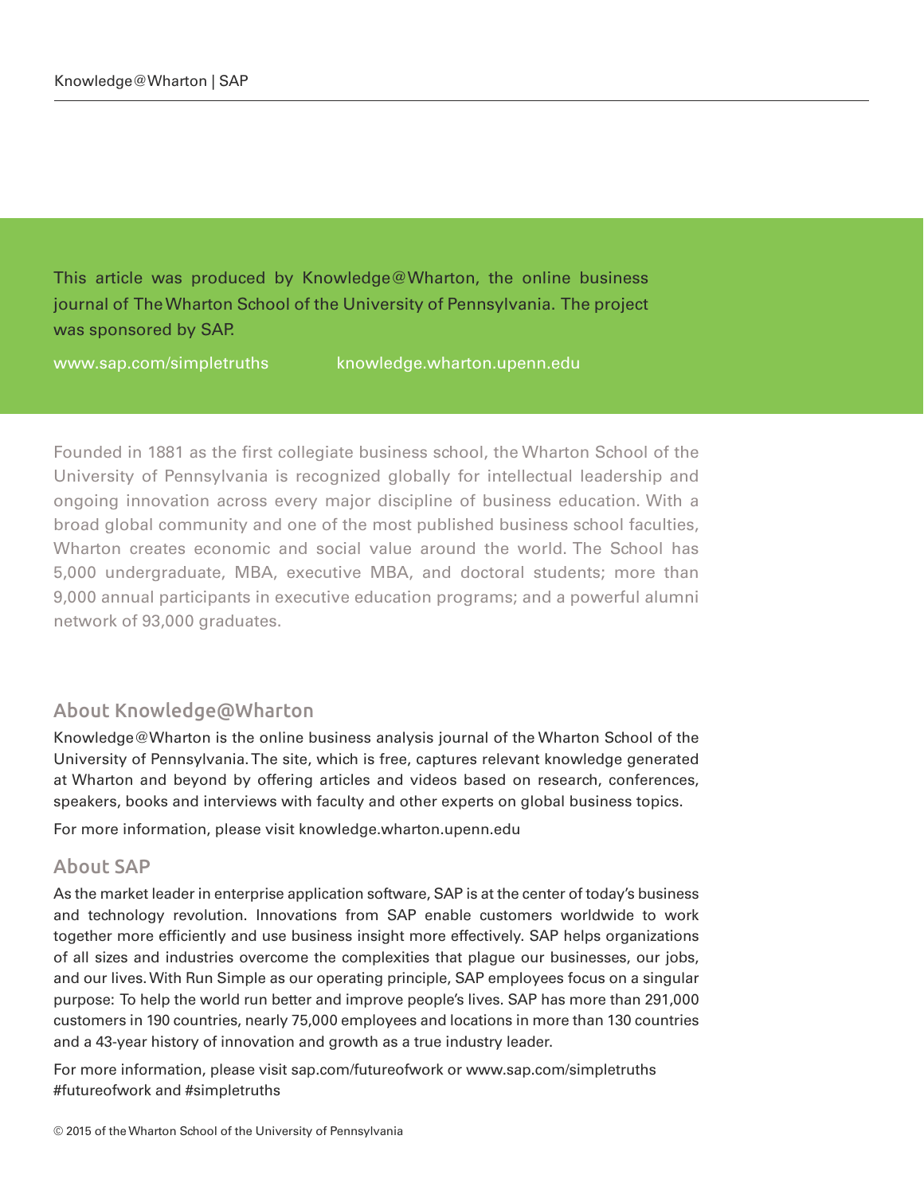This article was produced by Knowledge@Wharton, the online business journal of The Wharton School of the University of Pennsylvania. The project was sponsored by SAP.

www.sap.com/simpletruths knowledge.wharton.upenn.edu

Founded in 1881 as the first collegiate business school, the Wharton School of the University of Pennsylvania is recognized globally for intellectual leadership and ongoing innovation across every major discipline of business education. With a broad global community and one of the most published business school faculties, Wharton creates economic and social value around the world. The School has 5,000 undergraduate, MBA, executive MBA, and doctoral students; more than 9,000 annual participants in executive education programs; and a powerful alumni network of 93,000 graduates.

## About Knowledge@Wharton

Knowledge@Wharton is the online business analysis journal of the Wharton School of the University of Pennsylvania. The site, which is free, captures relevant knowledge generated at Wharton and beyond by offering articles and videos based on research, conferences, speakers, books and interviews with faculty and other experts on global business topics.

For more information, please visit knowledge.wharton.upenn.edu

## About SAP

As the market leader in enterprise application software, SAP is at the center of today's business and technology revolution. Innovations from SAP enable customers worldwide to work together more efficiently and use business insight more effectively. SAP helps organizations of all sizes and industries overcome the complexities that plague our businesses, our jobs, and our lives. With Run Simple as our operating principle, SAP employees focus on a singular purpose: To help the world run better and improve people's lives. SAP has more than 291,000 customers in 190 countries, nearly 75,000 employees and locations in more than 130 countries and a 43-year history of innovation and growth as a true industry leader.

For more information, please visit sap.com/futureofwork or www.sap.com/simpletruths
#futureofwork and #simpletruths

© 2015 of the Wharton School of the University of Pennsylvania